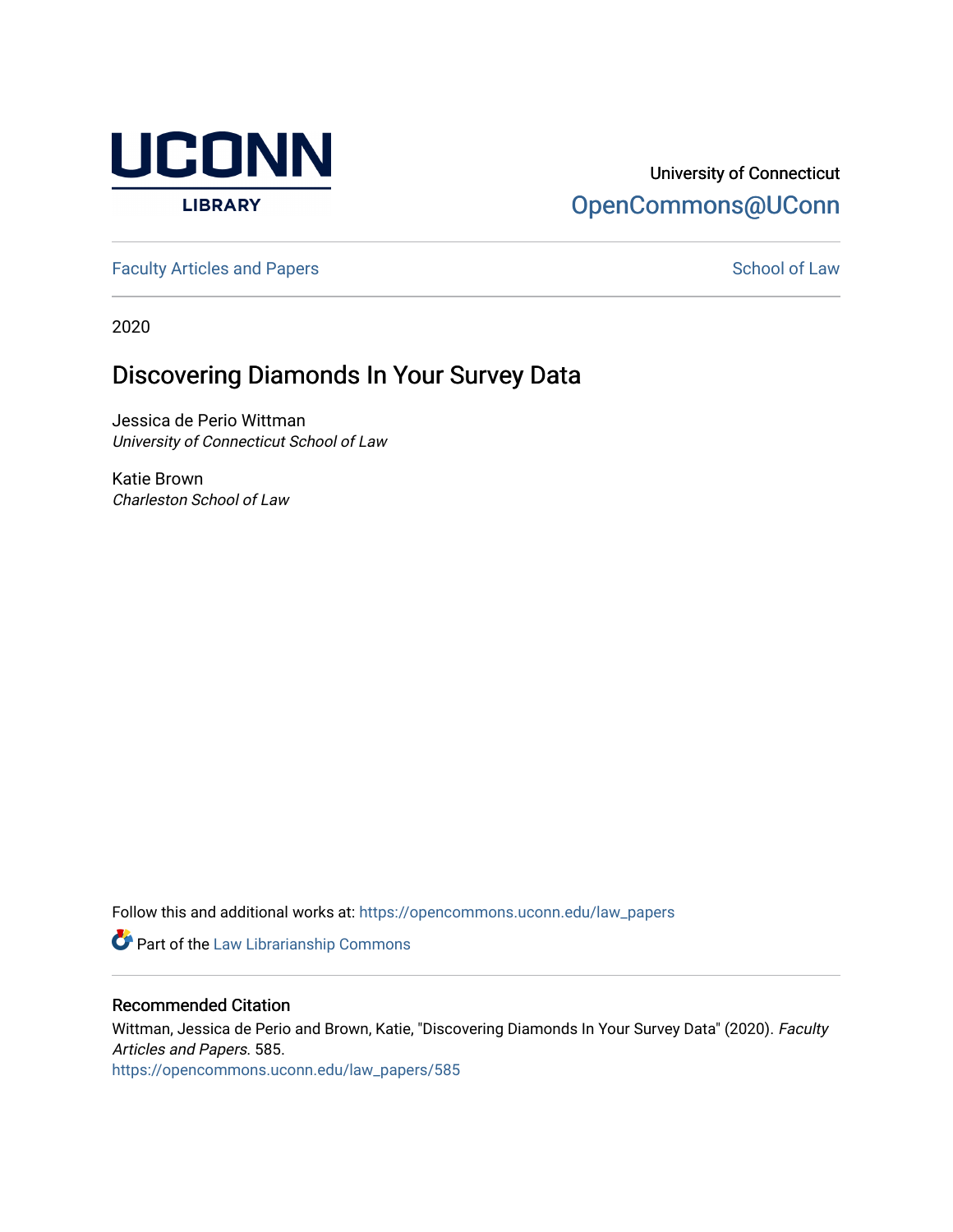UCONN LIBRARY

University of Connecticut
OpenCommons@UConn

Faculty Articles and Papers

School of Law

2020

# Discovering Diamonds In Your Survey Data

Jessica de Perio Wittman
*University of Connecticut School of Law*

Katie Brown
*Charleston School of Law*

Follow this and additional works at: https://opencommons.uconn.edu/law_papers

Part of the Law Librarianship Commons

## Recommended Citation

Wittman, Jessica de Perio and Brown, Katie, "Discovering Diamonds In Your Survey Data" (2020). *Faculty Articles and Papers*. 585.
https://opencommons.uconn.edu/law_papers/585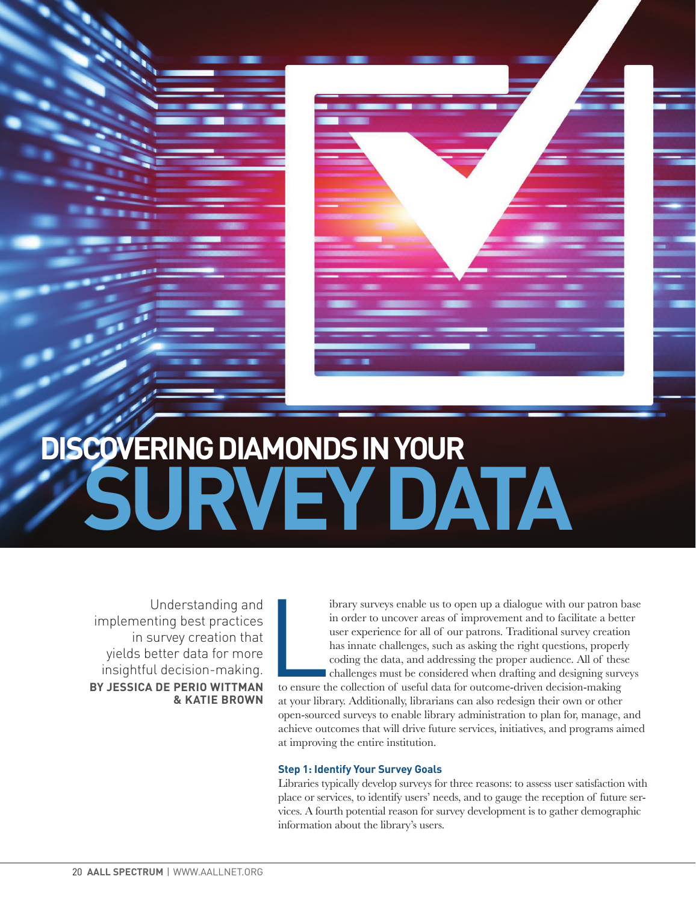# DISCOVERING DIAMONDS IN YOUR SURVEY DATA

Understanding and implementing best practices in survey creation that yields better data for more insightful decision-making.

**BY JESSICA DE PERIO WITTMAN & KATIE BROWN**

Library surveys enable us to open up a dialogue with our patron base in order to uncover areas of improvement and to facilitate a better user experience for all of our patrons. Traditional survey creation has innate challenges, such as asking the right questions, properly coding the data, and addressing the proper audience. All of these challenges must be considered when drafting and designing surveys to ensure the collection of useful data for outcome-driven decision-making at your library. Additionally, librarians can also redesign their own or other open-sourced surveys to enable library administration to plan for, manage, and achieve outcomes that will drive future services, initiatives, and programs aimed at improving the entire institution.

### Step 1: Identify Your Survey Goals

Libraries typically develop surveys for three reasons: to assess user satisfaction with place or services, to identify users' needs, and to gauge the reception of future services. A fourth potential reason for survey development is to gather demographic information about the library's users.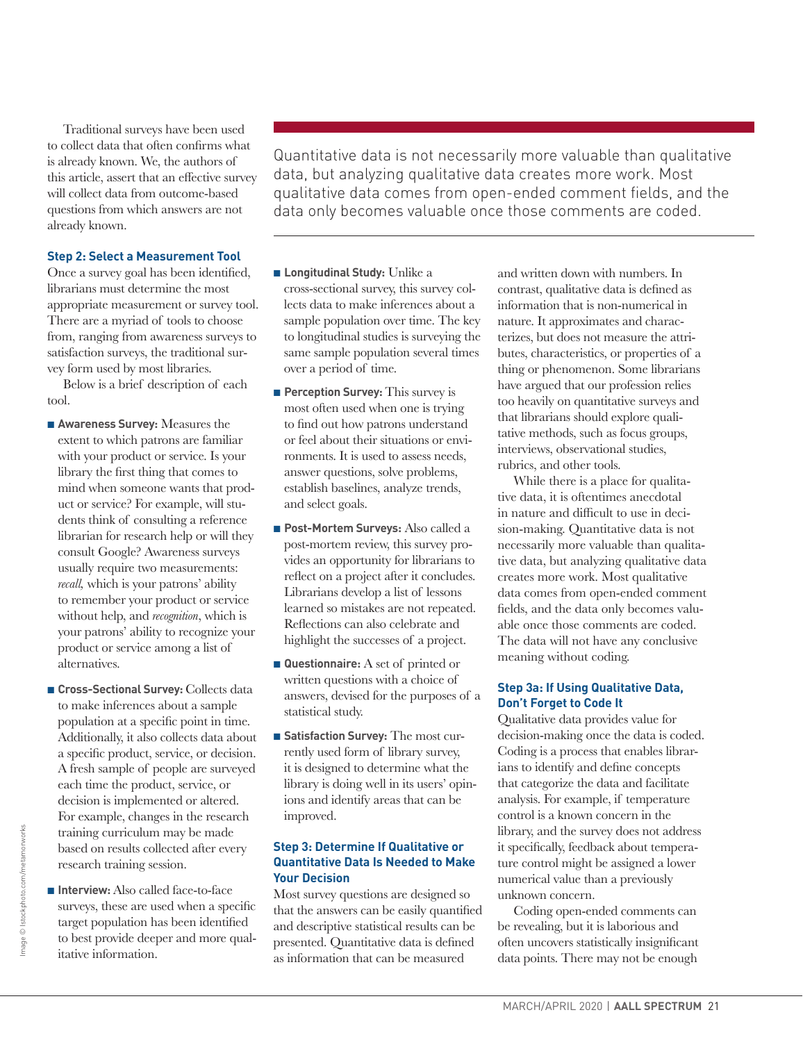Traditional surveys have been used to collect data that often confirms what is already known. We, the authors of this article, assert that an effective survey will collect data from outcome-based questions from which answers are not already known.

> Quantitative data is not necessarily more valuable than qualitative data, but analyzing qualitative data creates more work. Most qualitative data comes from open-ended comment fields, and the data only becomes valuable once those comments are coded.

### Step 2: Select a Measurement Tool

Once a survey goal has been identified, librarians must determine the most appropriate measurement or survey tool. There are a myriad of tools to choose from, ranging from awareness surveys to satisfaction surveys, the traditional survey form used by most libraries.

Below is a brief description of each tool.

- **Awareness Survey:** Measures the extent to which patrons are familiar with your product or service. Is your library the first thing that comes to mind when someone wants that product or service? For example, will students think of consulting a reference librarian for research help or will they consult Google? Awareness surveys usually require two measurements: *recall*, which is your patrons' ability to remember your product or service without help, and *recognition*, which is your patrons' ability to recognize your product or service among a list of alternatives.
- **Cross-Sectional Survey:** Collects data to make inferences about a sample population at a specific point in time. Additionally, it also collects data about a specific product, service, or decision. A fresh sample of people are surveyed each time the product, service, or decision is implemented or altered. For example, changes in the research training curriculum may be made based on results collected after every research training session.
- **Interview:** Also called face-to-face surveys, these are used when a specific target population has been identified to best provide deeper and more qualitative information.
- **Longitudinal Study:** Unlike a cross-sectional survey, this survey collects data to make inferences about a sample population over time. The key to longitudinal studies is surveying the same sample population several times over a period of time.
- **Perception Survey:** This survey is most often used when one is trying to find out how patrons understand or feel about their situations or environments. It is used to assess needs, answer questions, solve problems, establish baselines, analyze trends, and select goals.
- **Post-Mortem Surveys:** Also called a post-mortem review, this survey provides an opportunity for librarians to reflect on a project after it concludes. Librarians develop a list of lessons learned so mistakes are not repeated. Reflections can also celebrate and highlight the successes of a project.
- **Questionnaire:** A set of printed or written questions with a choice of answers, devised for the purposes of a statistical study.
- **Satisfaction Survey:** The most currently used form of library survey, it is designed to determine what the library is doing well in its users' opinions and identify areas that can be improved.

### Step 3: Determine If Qualitative or Quantitative Data Is Needed to Make Your Decision

Most survey questions are designed so that the answers can be easily quantified and descriptive statistical results can be presented. Quantitative data is defined as information that can be measured and written down with numbers. In contrast, qualitative data is defined as information that is non-numerical in nature. It approximates and characterizes, but does not measure the attributes, characteristics, or properties of a thing or phenomenon. Some librarians have argued that our profession relies too heavily on quantitative surveys and that librarians should explore qualitative methods, such as focus groups, interviews, observational studies, rubrics, and other tools.

While there is a place for qualitative data, it is oftentimes anecdotal in nature and difficult to use in decision-making. Quantitative data is not necessarily more valuable than qualitative data, but analyzing qualitative data creates more work. Most qualitative data comes from open-ended comment fields, and the data only becomes valuable once those comments are coded. The data will not have any conclusive meaning without coding.

### Step 3a: If Using Qualitative Data, Don't Forget to Code It

Qualitative data provides value for decision-making once the data is coded. Coding is a process that enables librarians to identify and define concepts that categorize the data and facilitate analysis. For example, if temperature control is a known concern in the library, and the survey does not address it specifically, feedback about temperature control might be assigned a lower numerical value than a previously unknown concern.

Coding open-ended comments can be revealing, but it is laborious and often uncovers statistically insignificant data points. There may not be enough

Image © Istockphoto.com/metamorworks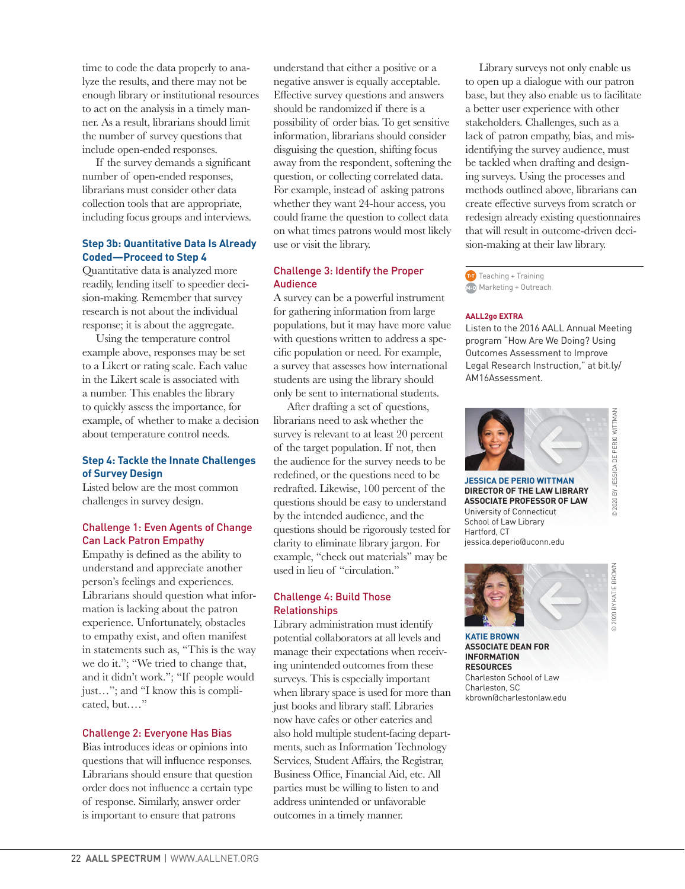time to code the data properly to analyze the results, and there may not be enough library or institutional resources to act on the analysis in a timely manner. As a result, librarians should limit the number of survey questions that include open-ended responses.

If the survey demands a significant number of open-ended responses, librarians must consider other data collection tools that are appropriate, including focus groups and interviews.

### Step 3b: Quantitative Data Is Already Coded—Proceed to Step 4

Quantitative data is analyzed more readily, lending itself to speedier decision-making. Remember that survey research is not about the individual response; it is about the aggregate.

Using the temperature control example above, responses may be set to a Likert or rating scale. Each value in the Likert scale is associated with a number. This enables the library to quickly assess the importance, for example, of whether to make a decision about temperature control needs.

### Step 4: Tackle the Innate Challenges of Survey Design

Listed below are the most common challenges in survey design.

#### Challenge 1: Even Agents of Change Can Lack Patron Empathy

Empathy is defined as the ability to understand and appreciate another person's feelings and experiences. Librarians should question what information is lacking about the patron experience. Unfortunately, obstacles to empathy exist, and often manifest in statements such as, "This is the way we do it."; "We tried to change that, and it didn't work."; "If people would just…"; and "I know this is complicated, but…."

#### Challenge 2: Everyone Has Bias

Bias introduces ideas or opinions into questions that will influence responses. Librarians should ensure that question order does not influence a certain type of response. Similarly, answer order is important to ensure that patrons understand that either a positive or a negative answer is equally acceptable. Effective survey questions and answers should be randomized if there is a possibility of order bias. To get sensitive information, librarians should consider disguising the question, shifting focus away from the respondent, softening the question, or collecting correlated data. For example, instead of asking patrons whether they want 24-hour access, you could frame the question to collect data on what times patrons would most likely use or visit the library.

#### Challenge 3: Identify the Proper Audience

A survey can be a powerful instrument for gathering information from large populations, but it may have more value with questions written to address a specific population or need. For example, a survey that assesses how international students are using the library should only be sent to international students.

After drafting a set of questions, librarians need to ask whether the survey is relevant to at least 20 percent of the target population. If not, then the audience for the survey needs to be redefined, or the questions need to be redrafted. Likewise, 100 percent of the questions should be easy to understand by the intended audience, and the questions should be rigorously tested for clarity to eliminate library jargon. For example, "check out materials" may be used in lieu of "circulation."

#### Challenge 4: Build Those Relationships

Library administration must identify potential collaborators at all levels and manage their expectations when receiving unintended outcomes from these surveys. This is especially important when library space is used for more than just books and library staff. Libraries now have cafes or other eateries and also hold multiple student-facing departments, such as Information Technology Services, Student Affairs, the Registrar, Business Office, Financial Aid, etc. All parties must be willing to listen to and address unintended or unfavorable outcomes in a timely manner.

Library surveys not only enable us to open up a dialogue with our patron base, but they also enable us to facilitate a better user experience with other stakeholders. Challenges, such as a lack of patron empathy, bias, and misidentifying the survey audience, must be tackled when drafting and designing surveys. Using the processes and methods outlined above, librarians can create effective surveys from scratch or redesign already existing questionnaires that will result in outcome-driven decision-making at their law library.

---

T+T Teaching + Training
M+O Marketing + Outreach

**AALL2go EXTRA**

Listen to the 2016 AALL Annual Meeting program "How Are We Doing? Using Outcomes Assessment to Improve Legal Research Instruction," at bit.ly/AM16Assessment.

© 2020 BY JESSICA DE PERIO WITTMAN

**JESSICA DE PERIO WITTMAN**
**DIRECTOR OF THE LAW LIBRARY**
**ASSOCIATE PROFESSOR OF LAW**
University of Connecticut
School of Law Library
Hartford, CT
jessica.deperio@uconn.edu

© 2020 BY KATIE BROWN

**KATIE BROWN**
**ASSOCIATE DEAN FOR INFORMATION RESOURCES**
Charleston School of Law
Charleston, SC
kbrown@charlestonlaw.edu